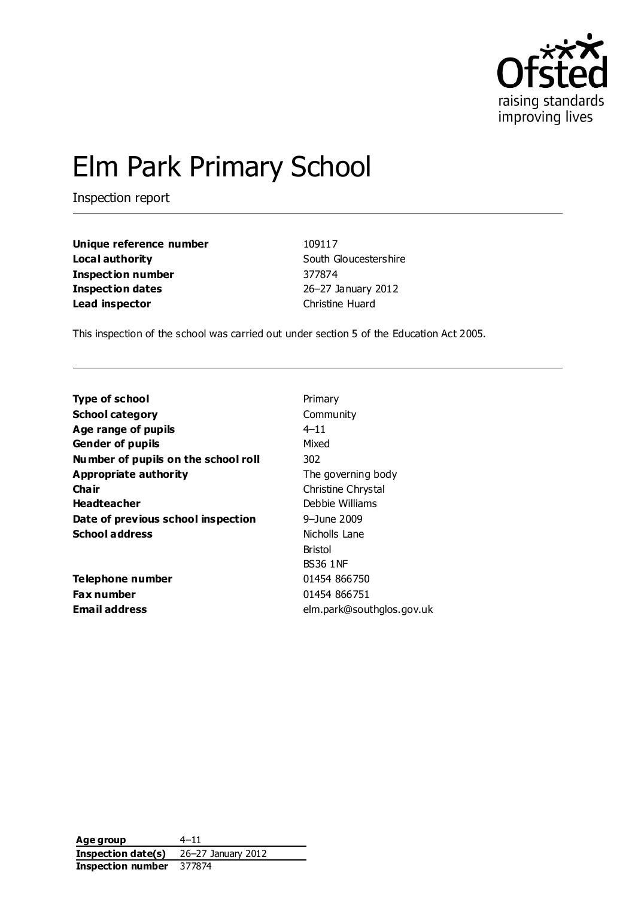# Elm Park Primary School

Inspection report

| | |
|---|---|
| **Unique reference number** | 109117 |
| **Local authority** | South Gloucestershire |
| **Inspection number** | 377874 |
| **Inspection dates** | 26–27 January 2012 |
| **Lead inspector** | Christine Huard |

This inspection of the school was carried out under section 5 of the Education Act 2005.

| | |
|---|---|
| **Type of school** | Primary |
| **School category** | Community |
| **Age range of pupils** | 4–11 |
| **Gender of pupils** | Mixed |
| **Number of pupils on the school roll** | 302 |
| **Appropriate authority** | The governing body |
| **Chair** | Christine Chrystal |
| **Headteacher** | Debbie Williams |
| **Date of previous school inspection** | 9–June 2009 |
| **School address** | Nicholls Lane<br>Bristol<br>BS36 1NF |
| **Telephone number** | 01454 866750 |
| **Fax number** | 01454 866751 |
| **Email address** | elm.park@southglos.gov.uk |

| | |
|---|---|
| **Age group** | 4–11 |
| **Inspection date(s)** | 26–27 January 2012 |
| **Inspection number** | 377874 |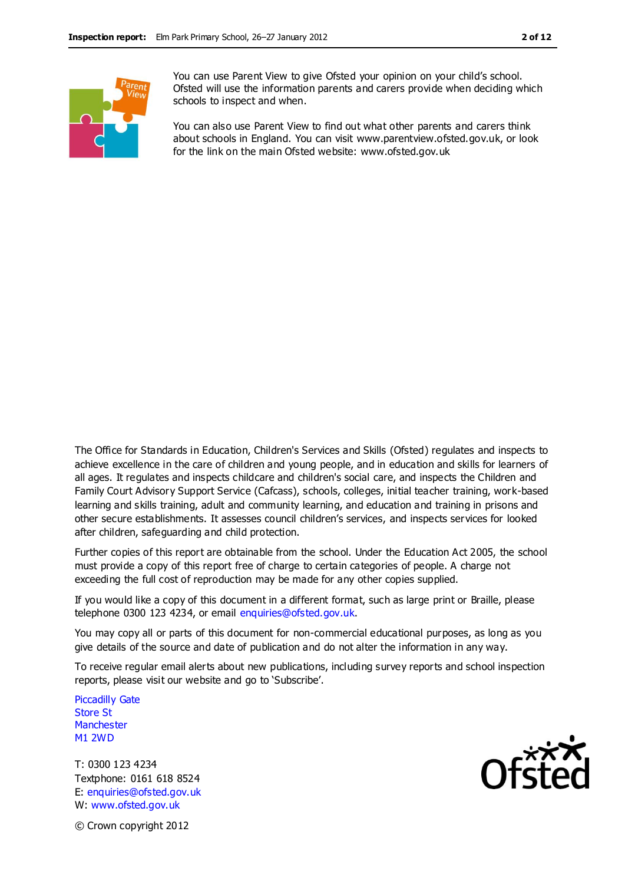You can use Parent View to give Ofsted your opinion on your child's school. Ofsted will use the information parents and carers provide when deciding which schools to inspect and when.

You can also use Parent View to find out what other parents and carers think about schools in England. You can visit www.parentview.ofsted.gov.uk, or look for the link on the main Ofsted website: www.ofsted.gov.uk

The Office for Standards in Education, Children's Services and Skills (Ofsted) regulates and inspects to achieve excellence in the care of children and young people, and in education and skills for learners of all ages. It regulates and inspects childcare and children's social care, and inspects the Children and Family Court Advisory Support Service (Cafcass), schools, colleges, initial teacher training, work-based learning and skills training, adult and community learning, and education and training in prisons and other secure establishments. It assesses council children's services, and inspects services for looked after children, safeguarding and child protection.

Further copies of this report are obtainable from the school. Under the Education Act 2005, the school must provide a copy of this report free of charge to certain categories of people. A charge not exceeding the full cost of reproduction may be made for any other copies supplied.

If you would like a copy of this document in a different format, such as large print or Braille, please telephone 0300 123 4234, or email enquiries@ofsted.gov.uk.

You may copy all or parts of this document for non-commercial educational purposes, as long as you give details of the source and date of publication and do not alter the information in any way.

To receive regular email alerts about new publications, including survey reports and school inspection reports, please visit our website and go to 'Subscribe'.

Piccadilly Gate
Store St
Manchester
M1 2WD

T: 0300 123 4234
Textphone: 0161 618 8524
E: enquiries@ofsted.gov.uk
W: www.ofsted.gov.uk

© Crown copyright 2012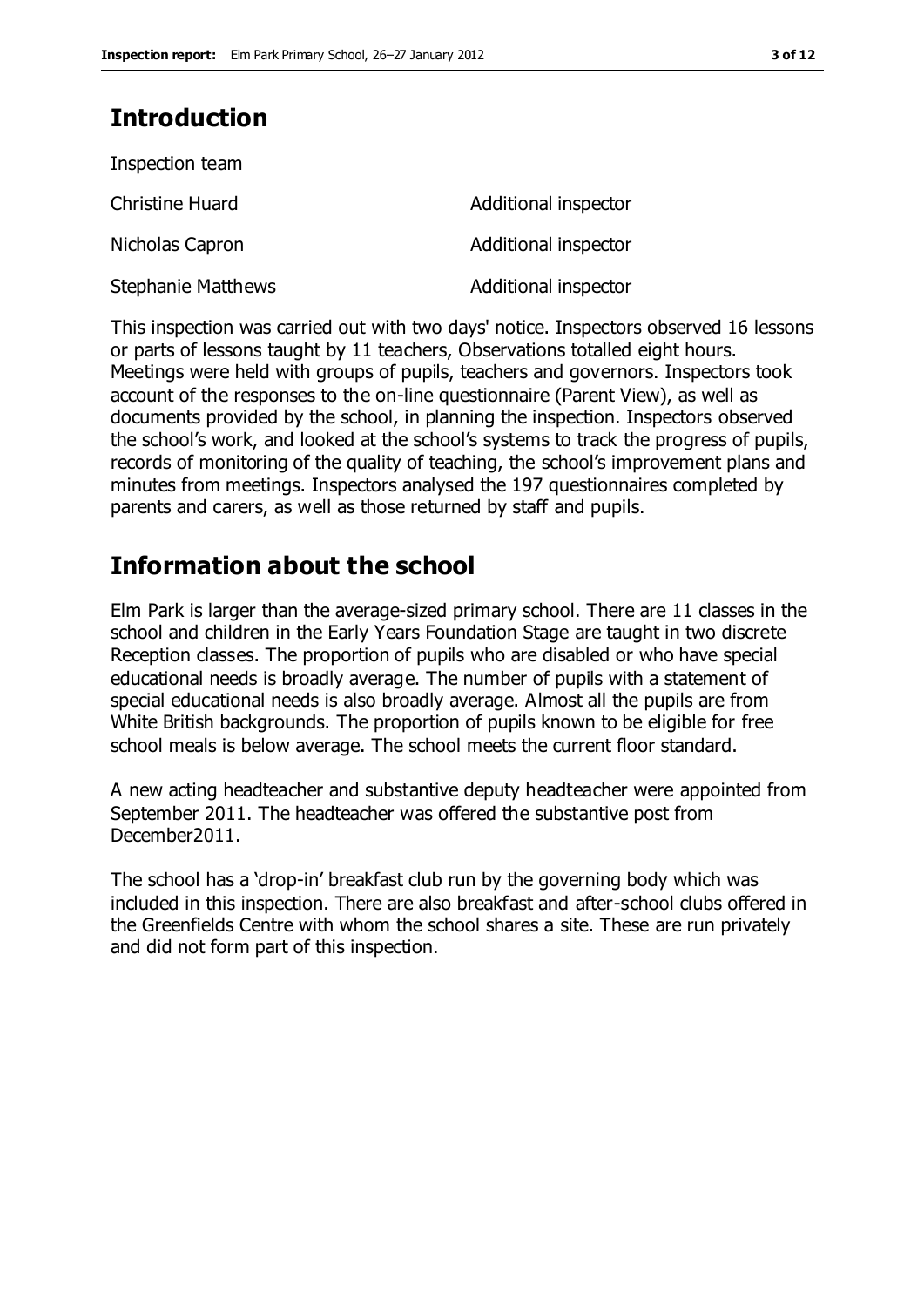## Introduction

Inspection team

| | |
|---|---|
| Christine Huard | Additional inspector |
| Nicholas Capron | Additional inspector |
| Stephanie Matthews | Additional inspector |

This inspection was carried out with two days' notice. Inspectors observed 16 lessons or parts of lessons taught by 11 teachers, Observations totalled eight hours. Meetings were held with groups of pupils, teachers and governors. Inspectors took account of the responses to the on-line questionnaire (Parent View), as well as documents provided by the school, in planning the inspection. Inspectors observed the school's work, and looked at the school's systems to track the progress of pupils, records of monitoring of the quality of teaching, the school's improvement plans and minutes from meetings. Inspectors analysed the 197 questionnaires completed by parents and carers, as well as those returned by staff and pupils.

## Information about the school

Elm Park is larger than the average-sized primary school. There are 11 classes in the school and children in the Early Years Foundation Stage are taught in two discrete Reception classes. The proportion of pupils who are disabled or who have special educational needs is broadly average. The number of pupils with a statement of special educational needs is also broadly average. Almost all the pupils are from White British backgrounds. The proportion of pupils known to be eligible for free school meals is below average. The school meets the current floor standard.

A new acting headteacher and substantive deputy headteacher were appointed from September 2011. The headteacher was offered the substantive post from December2011.

The school has a 'drop-in' breakfast club run by the governing body which was included in this inspection. There are also breakfast and after-school clubs offered in the Greenfields Centre with whom the school shares a site. These are run privately and did not form part of this inspection.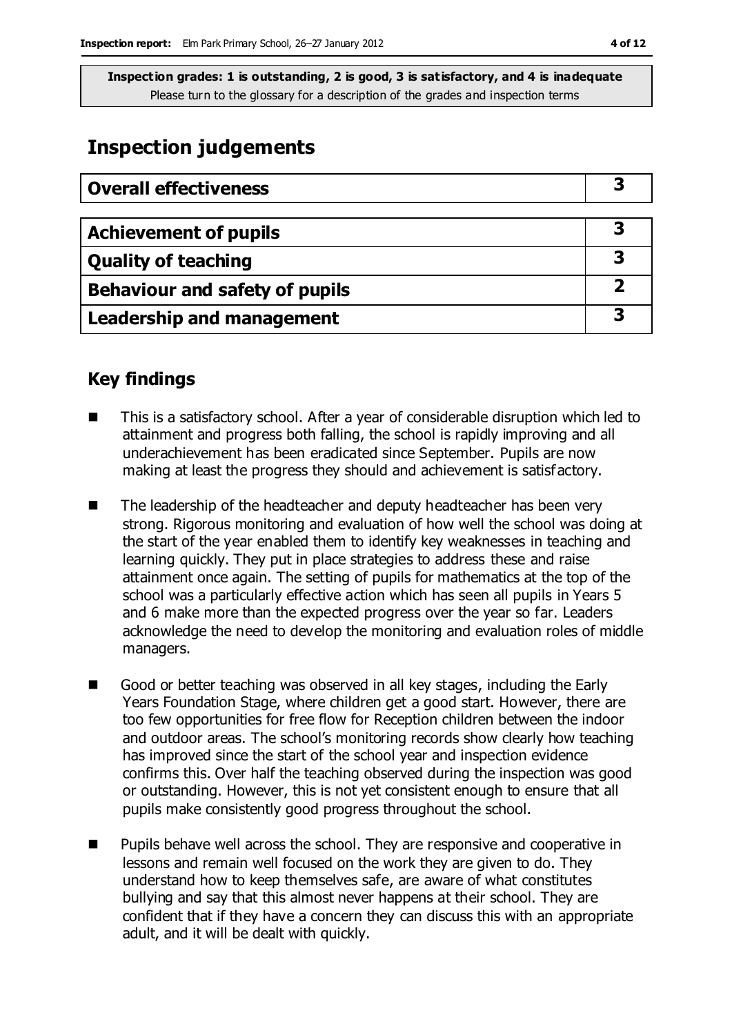**Inspection grades: 1 is outstanding, 2 is good, 3 is satisfactory, and 4 is inadequate**
Please turn to the glossary for a description of the grades and inspection terms

## Inspection judgements

| Overall effectiveness | 3 |
|---|---|

| Achievement of pupils | 3 |
|---|---|
| Quality of teaching | 3 |
| Behaviour and safety of pupils | 2 |
| Leadership and management | 3 |

### Key findings

- This is a satisfactory school. After a year of considerable disruption which led to attainment and progress both falling, the school is rapidly improving and all underachievement has been eradicated since September. Pupils are now making at least the progress they should and achievement is satisfactory.
- The leadership of the headteacher and deputy headteacher has been very strong. Rigorous monitoring and evaluation of how well the school was doing at the start of the year enabled them to identify key weaknesses in teaching and learning quickly. They put in place strategies to address these and raise attainment once again. The setting of pupils for mathematics at the top of the school was a particularly effective action which has seen all pupils in Years 5 and 6 make more than the expected progress over the year so far. Leaders acknowledge the need to develop the monitoring and evaluation roles of middle managers.
- Good or better teaching was observed in all key stages, including the Early Years Foundation Stage, where children get a good start. However, there are too few opportunities for free flow for Reception children between the indoor and outdoor areas. The school's monitoring records show clearly how teaching has improved since the start of the school year and inspection evidence confirms this. Over half the teaching observed during the inspection was good or outstanding. However, this is not yet consistent enough to ensure that all pupils make consistently good progress throughout the school.
- Pupils behave well across the school. They are responsive and cooperative in lessons and remain well focused on the work they are given to do. They understand how to keep themselves safe, are aware of what constitutes bullying and say that this almost never happens at their school. They are confident that if they have a concern they can discuss this with an appropriate adult, and it will be dealt with quickly.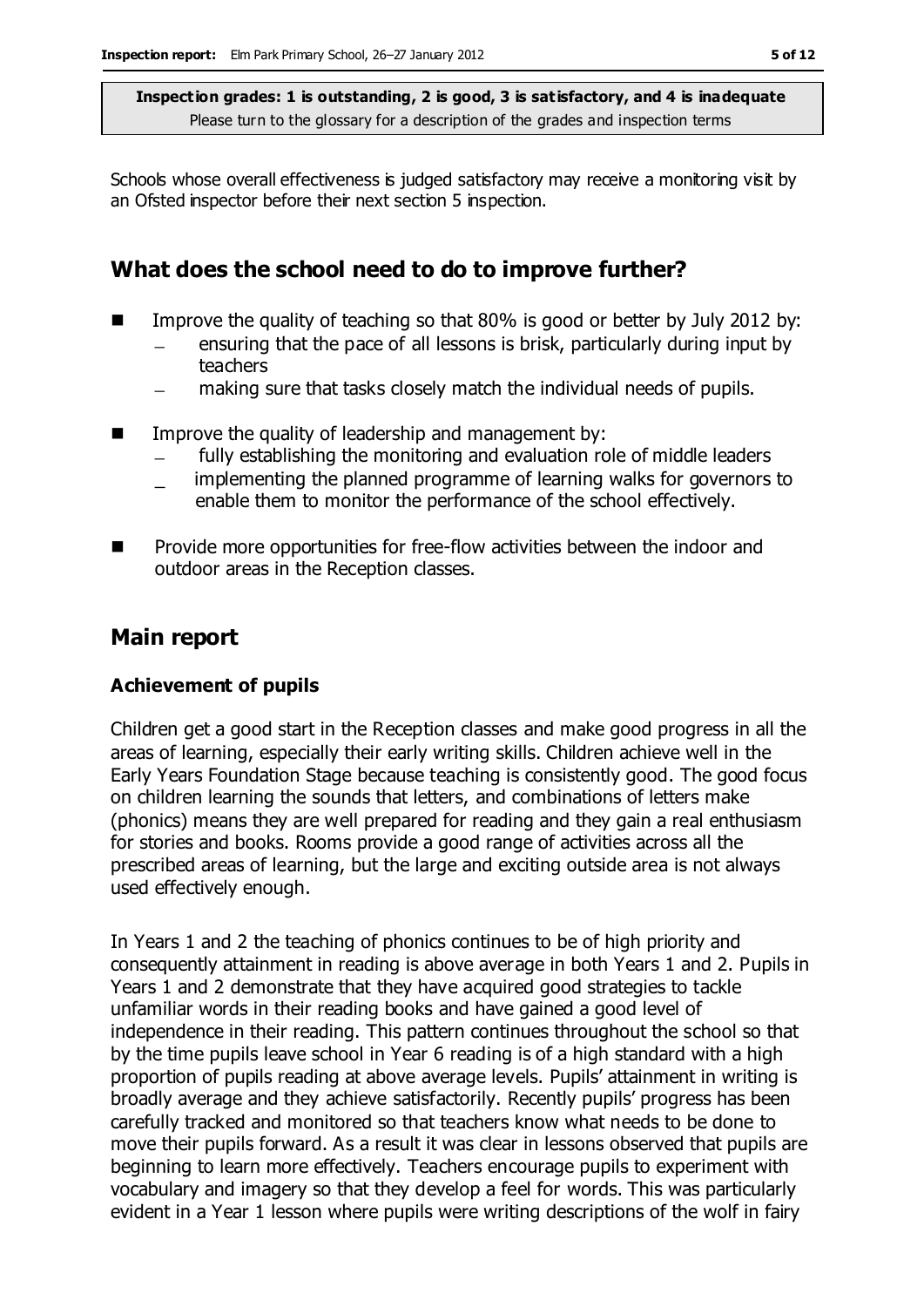**Inspection grades: 1 is outstanding, 2 is good, 3 is satisfactory, and 4 is inadequate**
Please turn to the glossary for a description of the grades and inspection terms

Schools whose overall effectiveness is judged satisfactory may receive a monitoring visit by an Ofsted inspector before their next section 5 inspection.

## What does the school need to do to improve further?

- Improve the quality of teaching so that 80% is good or better by July 2012 by:
  - ensuring that the pace of all lessons is brisk, particularly during input by teachers
  - making sure that tasks closely match the individual needs of pupils.
- Improve the quality of leadership and management by:
  - fully establishing the monitoring and evaluation role of middle leaders
  - implementing the planned programme of learning walks for governors to enable them to monitor the performance of the school effectively.
- Provide more opportunities for free-flow activities between the indoor and outdoor areas in the Reception classes.

## Main report

### Achievement of pupils

Children get a good start in the Reception classes and make good progress in all the areas of learning, especially their early writing skills. Children achieve well in the Early Years Foundation Stage because teaching is consistently good. The good focus on children learning the sounds that letters, and combinations of letters make (phonics) means they are well prepared for reading and they gain a real enthusiasm for stories and books. Rooms provide a good range of activities across all the prescribed areas of learning, but the large and exciting outside area is not always used effectively enough.

In Years 1 and 2 the teaching of phonics continues to be of high priority and consequently attainment in reading is above average in both Years 1 and 2. Pupils in Years 1 and 2 demonstrate that they have acquired good strategies to tackle unfamiliar words in their reading books and have gained a good level of independence in their reading. This pattern continues throughout the school so that by the time pupils leave school in Year 6 reading is of a high standard with a high proportion of pupils reading at above average levels. Pupils' attainment in writing is broadly average and they achieve satisfactorily. Recently pupils' progress has been carefully tracked and monitored so that teachers know what needs to be done to move their pupils forward. As a result it was clear in lessons observed that pupils are beginning to learn more effectively. Teachers encourage pupils to experiment with vocabulary and imagery so that they develop a feel for words. This was particularly evident in a Year 1 lesson where pupils were writing descriptions of the wolf in fairy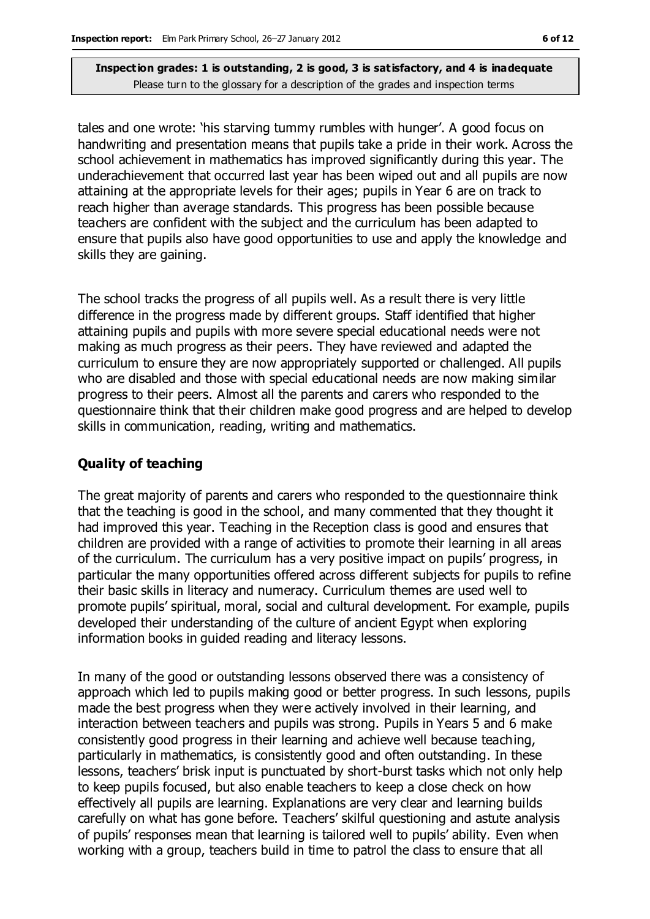tales and one wrote: 'his starving tummy rumbles with hunger'. A good focus on handwriting and presentation means that pupils take a pride in their work. Across the school achievement in mathematics has improved significantly during this year. The underachievement that occurred last year has been wiped out and all pupils are now attaining at the appropriate levels for their ages; pupils in Year 6 are on track to reach higher than average standards. This progress has been possible because teachers are confident with the subject and the curriculum has been adapted to ensure that pupils also have good opportunities to use and apply the knowledge and skills they are gaining.

The school tracks the progress of all pupils well. As a result there is very little difference in the progress made by different groups. Staff identified that higher attaining pupils and pupils with more severe special educational needs were not making as much progress as their peers. They have reviewed and adapted the curriculum to ensure they are now appropriately supported or challenged. All pupils who are disabled and those with special educational needs are now making similar progress to their peers. Almost all the parents and carers who responded to the questionnaire think that their children make good progress and are helped to develop skills in communication, reading, writing and mathematics.

### Quality of teaching

The great majority of parents and carers who responded to the questionnaire think that the teaching is good in the school, and many commented that they thought it had improved this year. Teaching in the Reception class is good and ensures that children are provided with a range of activities to promote their learning in all areas of the curriculum. The curriculum has a very positive impact on pupils' progress, in particular the many opportunities offered across different subjects for pupils to refine their basic skills in literacy and numeracy. Curriculum themes are used well to promote pupils' spiritual, moral, social and cultural development. For example, pupils developed their understanding of the culture of ancient Egypt when exploring information books in guided reading and literacy lessons.

In many of the good or outstanding lessons observed there was a consistency of approach which led to pupils making good or better progress. In such lessons, pupils made the best progress when they were actively involved in their learning, and interaction between teachers and pupils was strong. Pupils in Years 5 and 6 make consistently good progress in their learning and achieve well because teaching, particularly in mathematics, is consistently good and often outstanding. In these lessons, teachers' brisk input is punctuated by short-burst tasks which not only help to keep pupils focused, but also enable teachers to keep a close check on how effectively all pupils are learning. Explanations are very clear and learning builds carefully on what has gone before. Teachers' skilful questioning and astute analysis of pupils' responses mean that learning is tailored well to pupils' ability. Even when working with a group, teachers build in time to patrol the class to ensure that all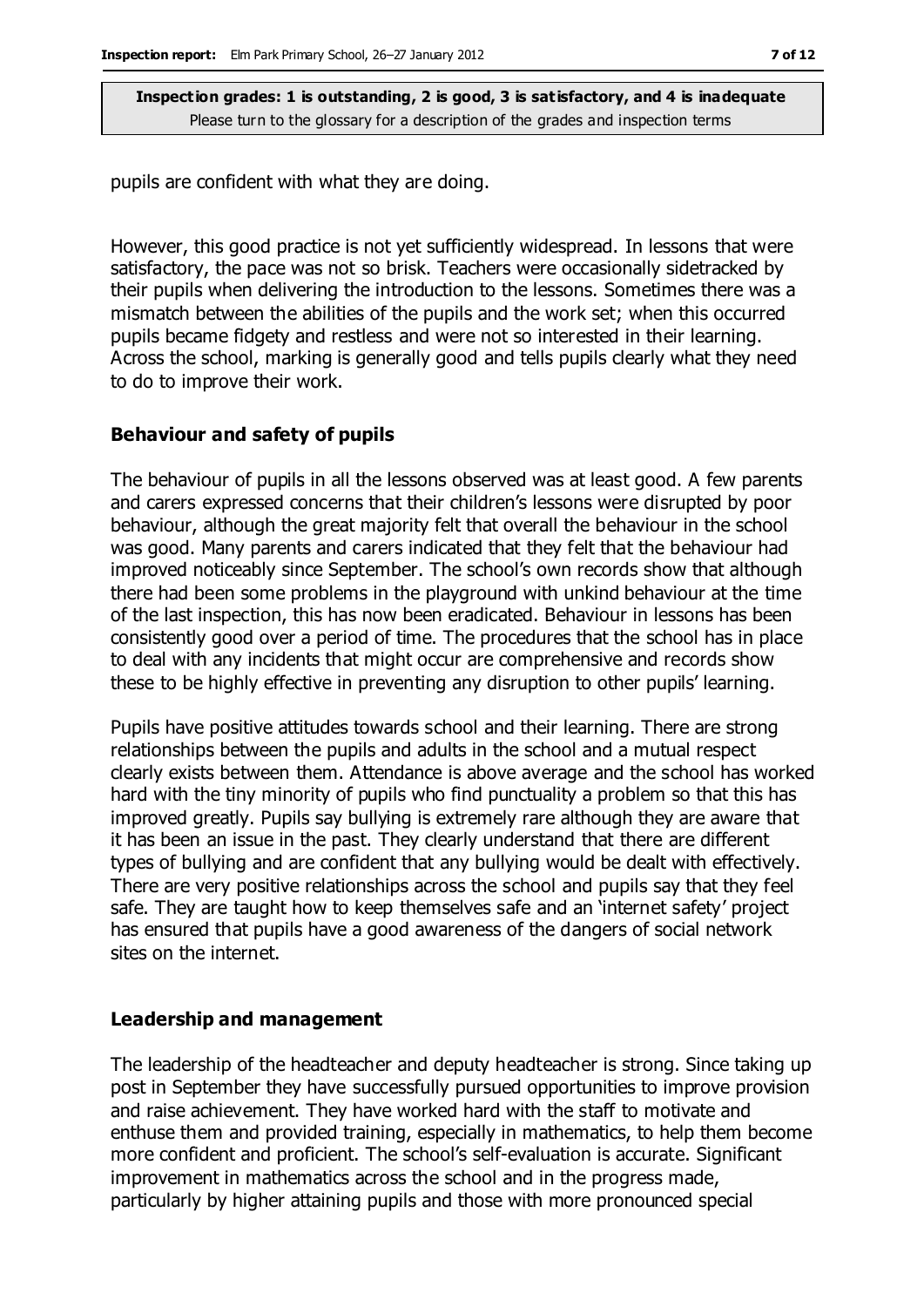pupils are confident with what they are doing.

However, this good practice is not yet sufficiently widespread. In lessons that were satisfactory, the pace was not so brisk. Teachers were occasionally sidetracked by their pupils when delivering the introduction to the lessons. Sometimes there was a mismatch between the abilities of the pupils and the work set; when this occurred pupils became fidgety and restless and were not so interested in their learning. Across the school, marking is generally good and tells pupils clearly what they need to do to improve their work.

### Behaviour and safety of pupils

The behaviour of pupils in all the lessons observed was at least good. A few parents and carers expressed concerns that their children's lessons were disrupted by poor behaviour, although the great majority felt that overall the behaviour in the school was good. Many parents and carers indicated that they felt that the behaviour had improved noticeably since September. The school's own records show that although there had been some problems in the playground with unkind behaviour at the time of the last inspection, this has now been eradicated. Behaviour in lessons has been consistently good over a period of time. The procedures that the school has in place to deal with any incidents that might occur are comprehensive and records show these to be highly effective in preventing any disruption to other pupils' learning.

Pupils have positive attitudes towards school and their learning. There are strong relationships between the pupils and adults in the school and a mutual respect clearly exists between them. Attendance is above average and the school has worked hard with the tiny minority of pupils who find punctuality a problem so that this has improved greatly. Pupils say bullying is extremely rare although they are aware that it has been an issue in the past. They clearly understand that there are different types of bullying and are confident that any bullying would be dealt with effectively. There are very positive relationships across the school and pupils say that they feel safe. They are taught how to keep themselves safe and an 'internet safety' project has ensured that pupils have a good awareness of the dangers of social network sites on the internet.

### Leadership and management

The leadership of the headteacher and deputy headteacher is strong. Since taking up post in September they have successfully pursued opportunities to improve provision and raise achievement. They have worked hard with the staff to motivate and enthuse them and provided training, especially in mathematics, to help them become more confident and proficient. The school's self-evaluation is accurate. Significant improvement in mathematics across the school and in the progress made, particularly by higher attaining pupils and those with more pronounced special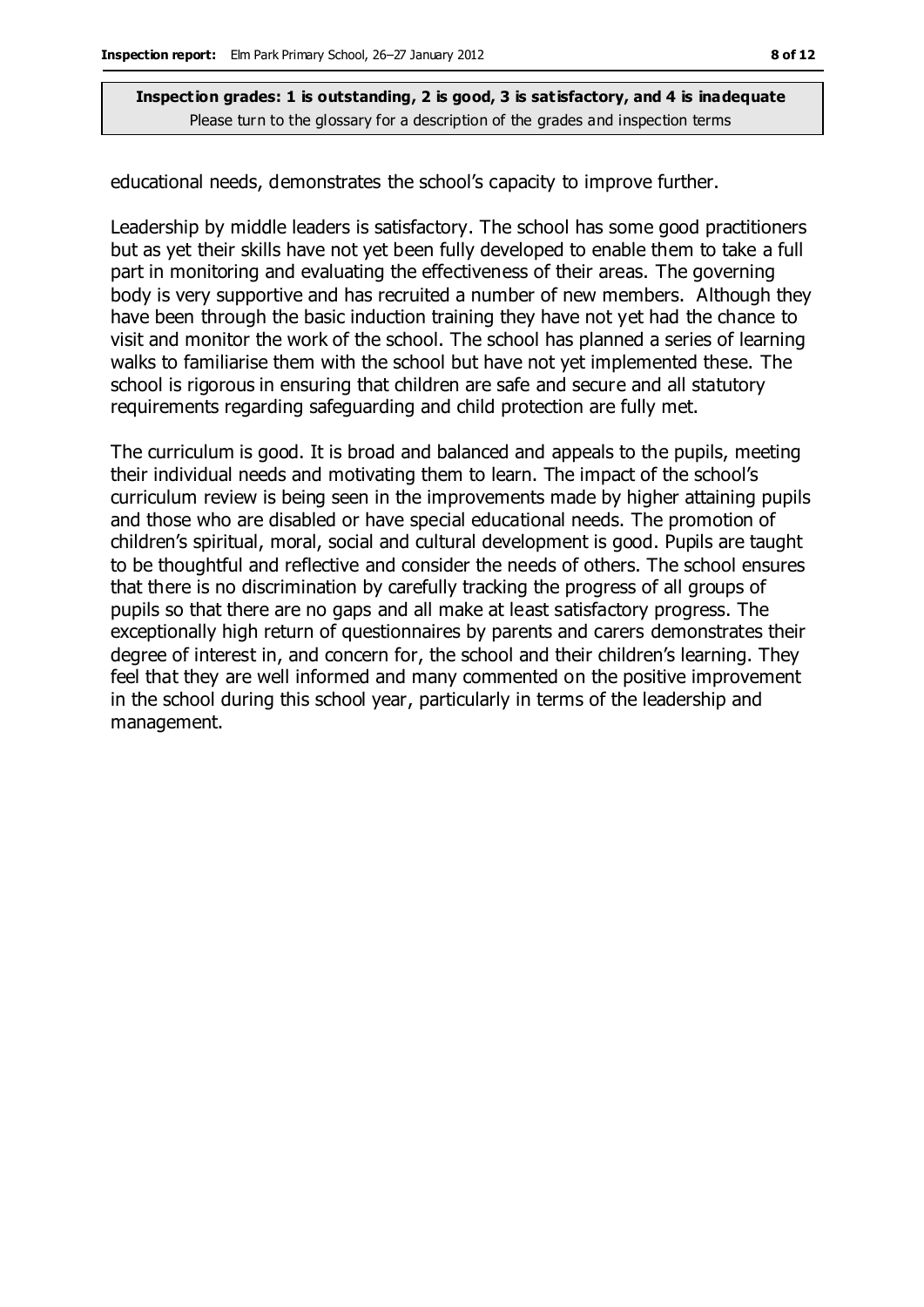educational needs, demonstrates the school's capacity to improve further.

Leadership by middle leaders is satisfactory. The school has some good practitioners but as yet their skills have not yet been fully developed to enable them to take a full part in monitoring and evaluating the effectiveness of their areas. The governing body is very supportive and has recruited a number of new members. Although they have been through the basic induction training they have not yet had the chance to visit and monitor the work of the school. The school has planned a series of learning walks to familiarise them with the school but have not yet implemented these. The school is rigorous in ensuring that children are safe and secure and all statutory requirements regarding safeguarding and child protection are fully met.

The curriculum is good. It is broad and balanced and appeals to the pupils, meeting their individual needs and motivating them to learn. The impact of the school's curriculum review is being seen in the improvements made by higher attaining pupils and those who are disabled or have special educational needs. The promotion of children's spiritual, moral, social and cultural development is good. Pupils are taught to be thoughtful and reflective and consider the needs of others. The school ensures that there is no discrimination by carefully tracking the progress of all groups of pupils so that there are no gaps and all make at least satisfactory progress. The exceptionally high return of questionnaires by parents and carers demonstrates their degree of interest in, and concern for, the school and their children's learning. They feel that they are well informed and many commented on the positive improvement in the school during this school year, particularly in terms of the leadership and management.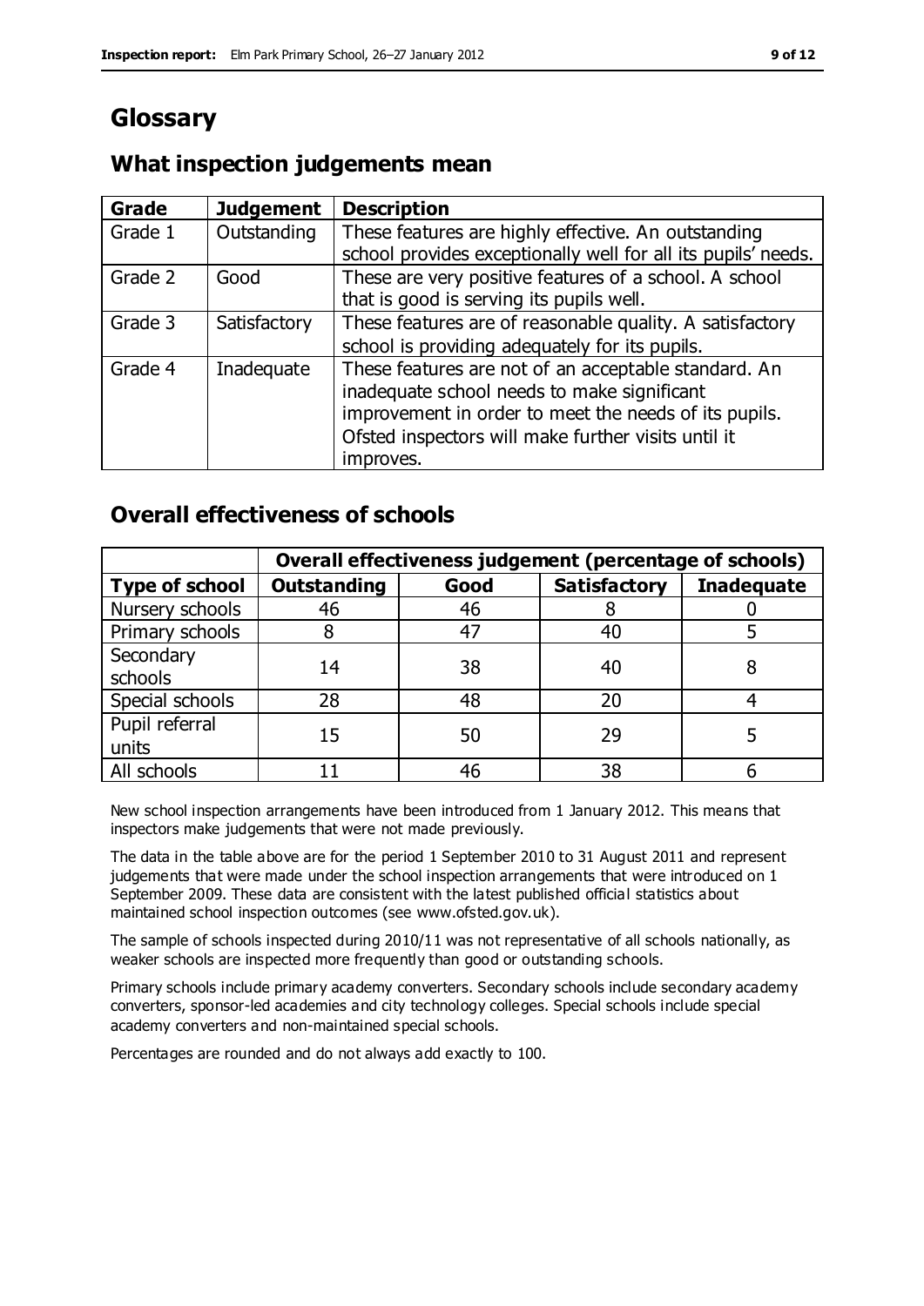# Glossary

## What inspection judgements mean

| Grade | Judgement | Description |
|---|---|---|
| Grade 1 | Outstanding | These features are highly effective. An outstanding school provides exceptionally well for all its pupils' needs. |
| Grade 2 | Good | These are very positive features of a school. A school that is good is serving its pupils well. |
| Grade 3 | Satisfactory | These features are of reasonable quality. A satisfactory school is providing adequately for its pupils. |
| Grade 4 | Inadequate | These features are not of an acceptable standard. An inadequate school needs to make significant improvement in order to meet the needs of its pupils. Ofsted inspectors will make further visits until it improves. |

## Overall effectiveness of schools

| | Overall effectiveness judgement (percentage of schools) | | | |
|---|---|---|---|---|
| **Type of school** | **Outstanding** | **Good** | **Satisfactory** | **Inadequate** |
| Nursery schools | 46 | 46 | 8 | 0 |
| Primary schools | 8 | 47 | 40 | 5 |
| Secondary schools | 14 | 38 | 40 | 8 |
| Special schools | 28 | 48 | 20 | 4 |
| Pupil referral units | 15 | 50 | 29 | 5 |
| All schools | 11 | 46 | 38 | 6 |

New school inspection arrangements have been introduced from 1 January 2012. This means that inspectors make judgements that were not made previously.

The data in the table above are for the period 1 September 2010 to 31 August 2011 and represent judgements that were made under the school inspection arrangements that were introduced on 1 September 2009. These data are consistent with the latest published official statistics about maintained school inspection outcomes (see www.ofsted.gov.uk).

The sample of schools inspected during 2010/11 was not representative of all schools nationally, as weaker schools are inspected more frequently than good or outstanding schools.

Primary schools include primary academy converters. Secondary schools include secondary academy converters, sponsor-led academies and city technology colleges. Special schools include special academy converters and non-maintained special schools.

Percentages are rounded and do not always add exactly to 100.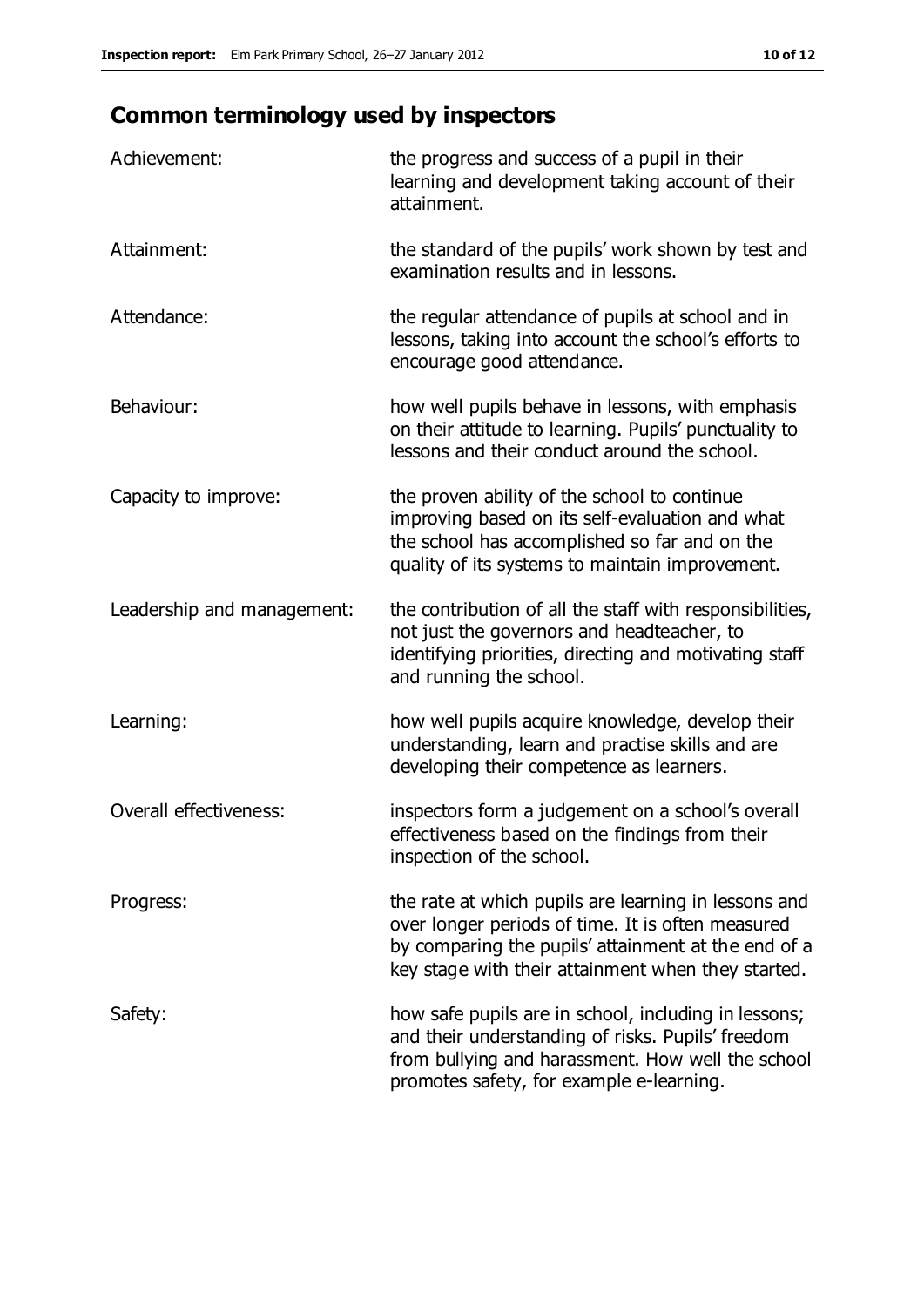## Common terminology used by inspectors

| | |
|---|---|
| Achievement: | the progress and success of a pupil in their learning and development taking account of their attainment. |
| Attainment: | the standard of the pupils' work shown by test and examination results and in lessons. |
| Attendance: | the regular attendance of pupils at school and in lessons, taking into account the school's efforts to encourage good attendance. |
| Behaviour: | how well pupils behave in lessons, with emphasis on their attitude to learning. Pupils' punctuality to lessons and their conduct around the school. |
| Capacity to improve: | the proven ability of the school to continue improving based on its self-evaluation and what the school has accomplished so far and on the quality of its systems to maintain improvement. |
| Leadership and management: | the contribution of all the staff with responsibilities, not just the governors and headteacher, to identifying priorities, directing and motivating staff and running the school. |
| Learning: | how well pupils acquire knowledge, develop their understanding, learn and practise skills and are developing their competence as learners. |
| Overall effectiveness: | inspectors form a judgement on a school's overall effectiveness based on the findings from their inspection of the school. |
| Progress: | the rate at which pupils are learning in lessons and over longer periods of time. It is often measured by comparing the pupils' attainment at the end of a key stage with their attainment when they started. |
| Safety: | how safe pupils are in school, including in lessons; and their understanding of risks. Pupils' freedom from bullying and harassment. How well the school promotes safety, for example e-learning. |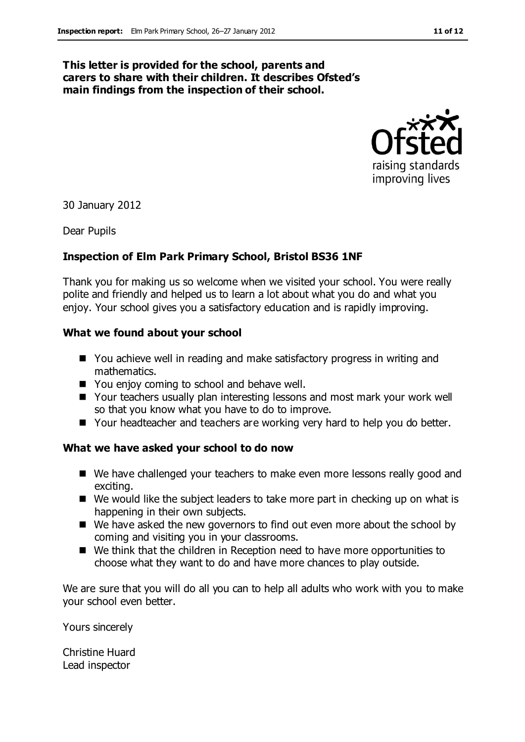**This letter is provided for the school, parents and carers to share with their children. It describes Ofsted's main findings from the inspection of their school.**

30 January 2012

Dear Pupils

**Inspection of Elm Park Primary School, Bristol BS36 1NF**

Thank you for making us so welcome when we visited your school. You were really polite and friendly and helped us to learn a lot about what you do and what you enjoy. Your school gives you a satisfactory education and is rapidly improving.

### What we found about your school

- You achieve well in reading and make satisfactory progress in writing and mathematics.
- You enjoy coming to school and behave well.
- Your teachers usually plan interesting lessons and most mark your work well so that you know what you have to do to improve.
- Your headteacher and teachers are working very hard to help you do better.

### What we have asked your school to do now

- We have challenged your teachers to make even more lessons really good and exciting.
- We would like the subject leaders to take more part in checking up on what is happening in their own subjects.
- We have asked the new governors to find out even more about the school by coming and visiting you in your classrooms.
- We think that the children in Reception need to have more opportunities to choose what they want to do and have more chances to play outside.

We are sure that you will do all you can to help all adults who work with you to make your school even better.

Yours sincerely

Christine Huard
Lead inspector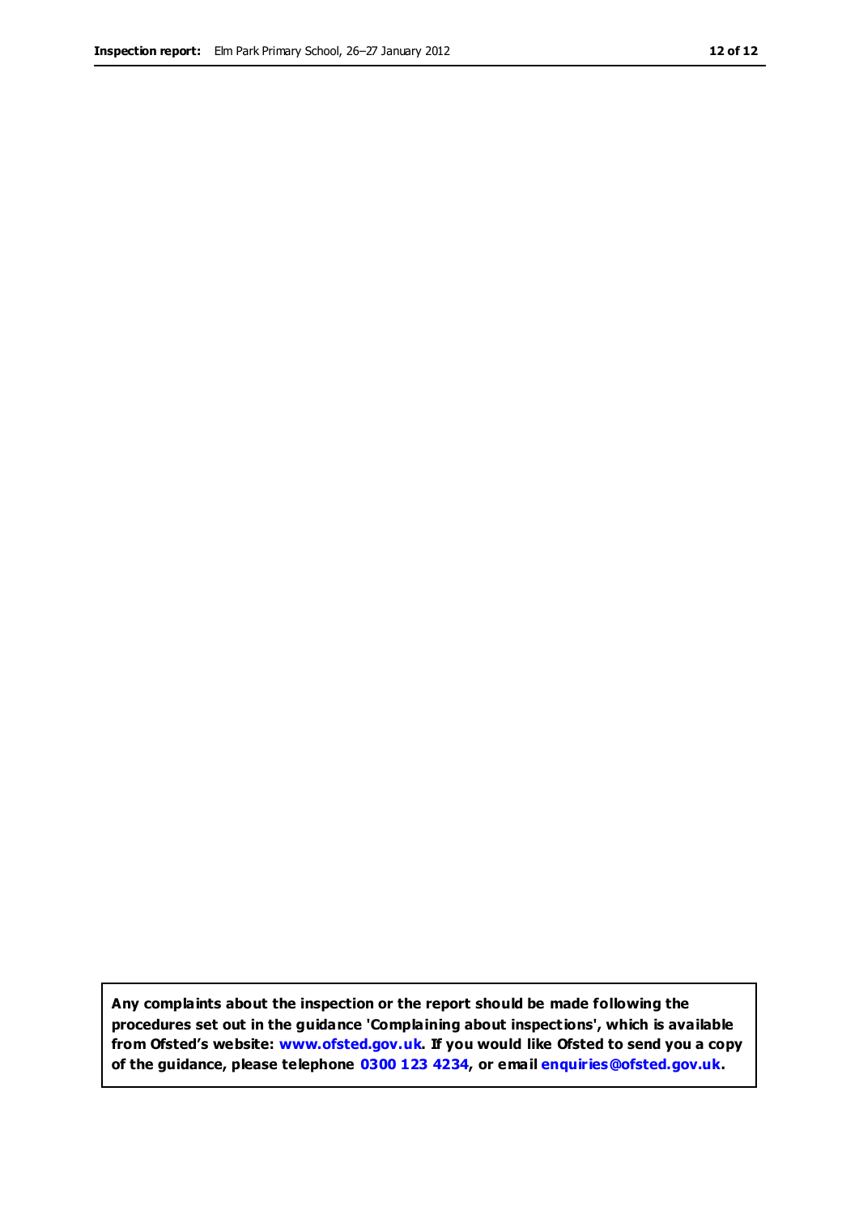**Any complaints about the inspection or the report should be made following the procedures set out in the guidance 'Complaining about inspections', which is available from Ofsted's website: www.ofsted.gov.uk. If you would like Ofsted to send you a copy of the guidance, please telephone 0300 123 4234, or email enquiries@ofsted.gov.uk.**